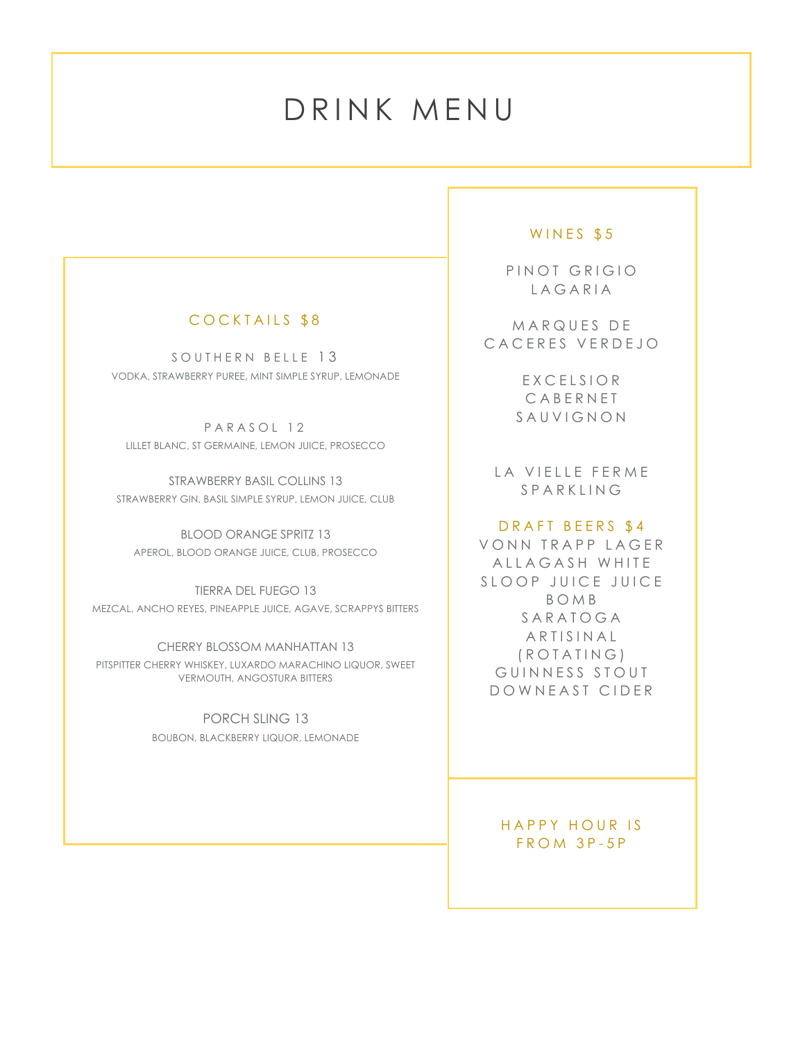# DRINK MENU

## COCKTAILS $8

SOUTHERN BELLE 13
VODKA, STRAWBERRY PUREE, MINT SIMPLE SYRUP, LEMONADE

PARASOL 12
LILLET BLANC, ST GERMAINE, LEMON JUICE, PROSECCO

STRAWBERRY BASIL COLLINS 13
STRAWBERRY GIN, BASIL SIMPLE SYRUP, LEMON JUICE, CLUB

BLOOD ORANGE SPRITZ 13
APEROL, BLOOD ORANGE JUICE, CLUB, PROSECCO

TIERRA DEL FUEGO 13
MEZCAL, ANCHO REYES, PINEAPPLE JUICE, AGAVE, SCRAPPYS BITTERS

CHERRY BLOSSOM MANHATTAN 13
PITSPITTER CHERRY WHISKEY, LUXARDO MARACHINO LIQUOR, SWEET VERMOUTH, ANGOSTURA BITTERS

PORCH SLING 13
BOUBON, BLACKBERRY LIQUOR, LEMONADE

## WINES $5

PINOT GRIGIO LAGARIA

MARQUES DE CACERES VERDEJO

EXCELSIOR CABERNET SAUVIGNON

LA VIELLE FERME SPARKLING

## DRAFT BEERS $4

VONN TRAPP LAGER
ALLAGASH WHITE
SLOOP JUICE JUICE BOMB
SARATOGA ARTISINAL (ROTATING)
GUINNESS STOUT
DOWNEAST CIDER

HAPPY HOUR IS FROM 3P-5P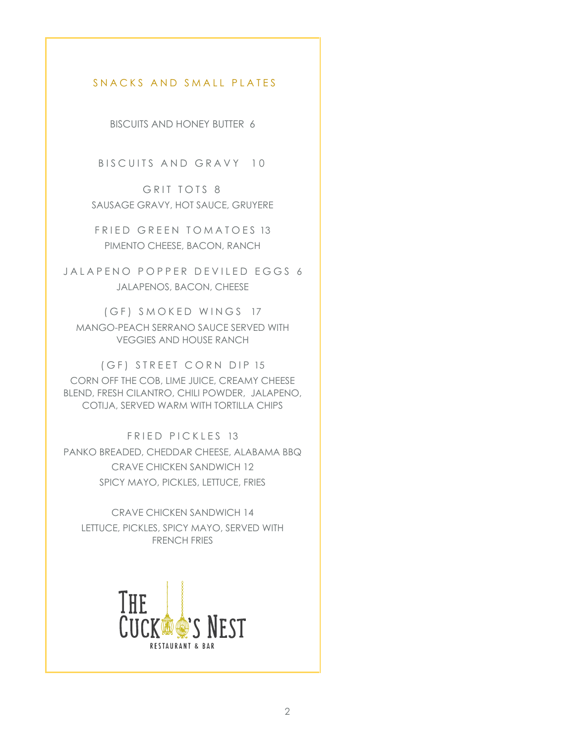## SNACKS AND SMALL PLATES

BISCUITS AND HONEY BUTTER 6

BISCUITS AND GRAVY 10

GRIT TOTS 8
SAUSAGE GRAVY, HOT SAUCE, GRUYERE

FRIED GREEN TOMATOES 13
PIMENTO CHEESE, BACON, RANCH

JALAPENO POPPER DEVILED EGGS 6
JALAPENOS, BACON, CHEESE

(GF) SMOKED WINGS 17
MANGO-PEACH SERRANO SAUCE SERVED WITH VEGGIES AND HOUSE RANCH

(GF) STREET CORN DIP 15
CORN OFF THE COB, LIME JUICE, CREAMY CHEESE BLEND, FRESH CILANTRO, CHILI POWDER, JALAPENO, COTIJA, SERVED WARM WITH TORTILLA CHIPS

FRIED PICKLES 13
PANKO BREADED, CHEDDAR CHEESE, ALABAMA BBQ
CRAVE CHICKEN SANDWICH 12
SPICY MAYO, PICKLES, LETTUCE, FRIES

CRAVE CHICKEN SANDWICH 14
LETTUCE, PICKLES, SPICY MAYO, SERVED WITH FRENCH FRIES

THE CUCKOO'S NEST
RESTAURANT & BAR